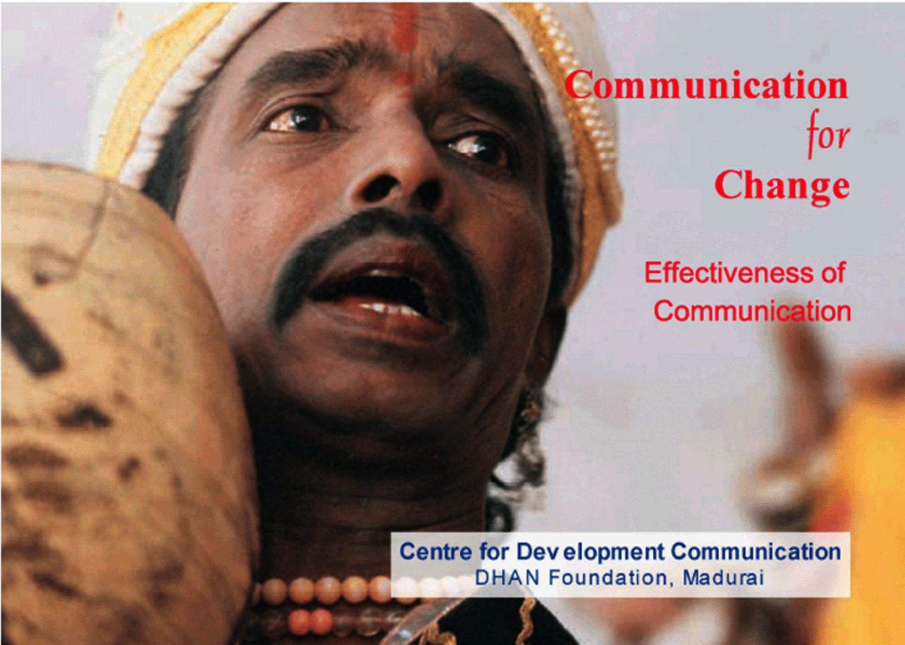# Communication *for* Change

## Effectiveness of Communication

**Centre for Development Communication**
DHAN Foundation, Madurai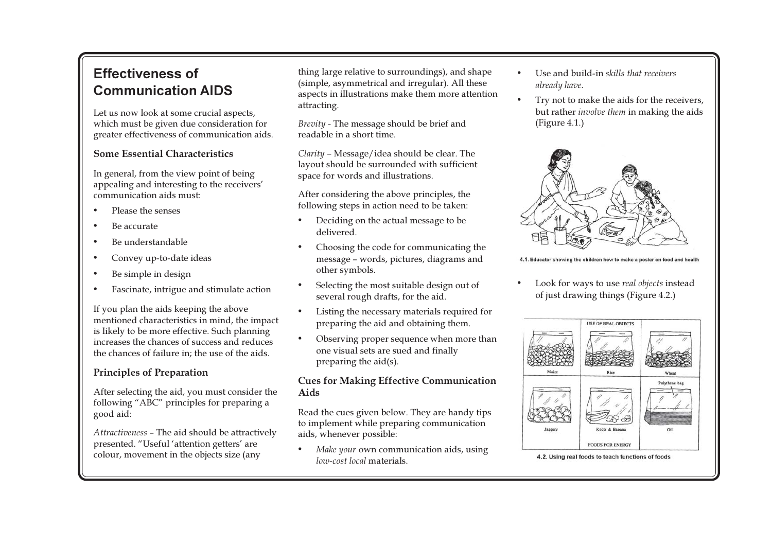## Effectiveness of Communication AIDS

Let us now look at some crucial aspects, which must be given due consideration for greater effectiveness of communication aids.

### Some Essential Characteristics

In general, from the view point of being appealing and interesting to the receivers' communication aids must:

- Please the senses
- Be accurate
- Be understandable
- Convey up-to-date ideas
- Be simple in design
- Fascinate, intrigue and stimulate action

If you plan the aids keeping the above mentioned characteristics in mind, the impact is likely to be more effective. Such planning increases the chances of success and reduces the chances of failure in; the use of the aids.

### Principles of Preparation

After selecting the aid, you must consider the following "ABC" principles for preparing a good aid:

*Attractiveness* – The aid should be attractively presented. "Useful 'attention getters' are colour, movement in the objects size (any thing large relative to surroundings), and shape (simple, asymmetrical and irregular). All these aspects in illustrations make them more attention attracting.

*Brevity* - The message should be brief and readable in a short time.

*Clarity* – Message/idea should be clear. The layout should be surrounded with sufficient space for words and illustrations.

After considering the above principles, the following steps in action need to be taken:

- Deciding on the actual message to be delivered.
- Choosing the code for communicating the message – words, pictures, diagrams and other symbols.
- Selecting the most suitable design out of several rough drafts, for the aid.
- Listing the necessary materials required for preparing the aid and obtaining them.
- Observing proper sequence when more than one visual sets are sued and finally preparing the aid(s).

### Cues for Making Effective Communication Aids

Read the cues given below. They are handy tips to implement while preparing communication aids, whenever possible:

- *Make your* own communication aids, using *low-cost local* materials.
- Use and build-in *skills that receivers already have.*
- Try not to make the aids for the receivers, but rather *involve them* in making the aids (Figure 4.1.)

4.1. Educator showing the children how to make a poster on food and health

- Look for ways to use *real objects* instead of just drawing things (Figure 4.2.)

4.2. Using real foods to teach functions of foods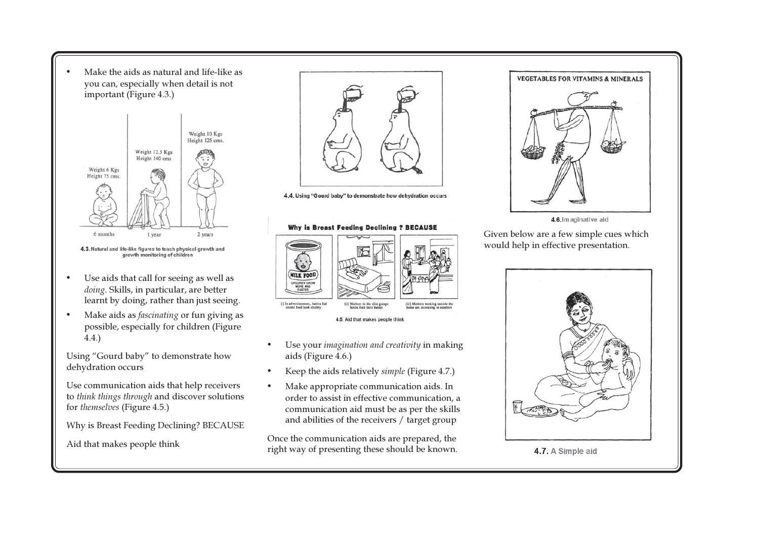- Make the aids as natural and life-like as you can, especially when detail is not important (Figure 4.3.)

4.3. Natural and life-like figures to teach physical growth and growth monitoring of children

- Use aids that call for seeing as well as *doing*. Skills, in particular, are better learnt by doing, rather than just seeing.
- Make aids as *fascinating* or fun giving as possible, especially for children (Figure 4.4.)

Using "Gourd baby" to demonstrate how dehydration occurs

Use communication aids that help receivers to *think things through* and discover solutions for *themselves* (Figure 4.5.)

Why is Breast Feeding Declining? BECAUSE

Aid that makes people think

4.4. Using "Gourd baby" to demonstrate how dehydration occurs

4.5. Aid that makes people think

- Use your *imagination and creativity* in making aids (Figure 4.6.)
- Keep the aids relatively *simple* (Figure 4.7.)
- Make appropriate communication aids. In order to assist in effective communication, a communication aid must be as per the skills and abilities of the receivers / target group

Once the communication aids are prepared, the right way of presenting these should be known.

4.6. Imaginative aid

Given below are a few simple cues which would help in effective presentation.

4.7. A Simple aid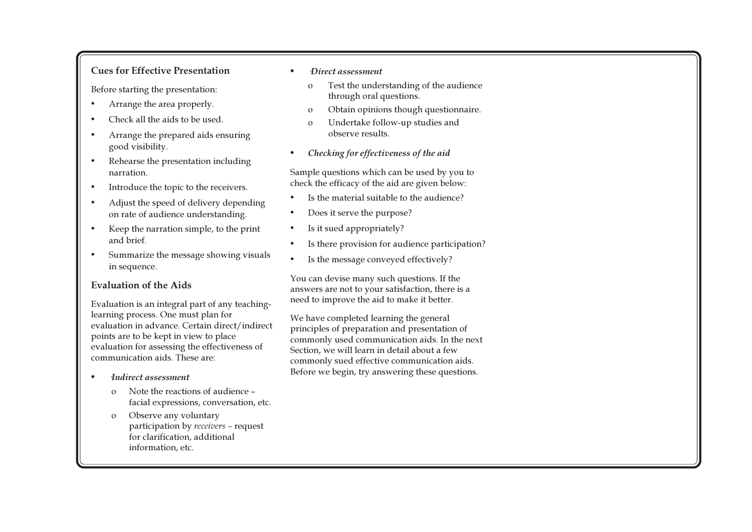### Cues for Effective Presentation

Before starting the presentation:

- Arrange the area properly.
- Check all the aids to be used.
- Arrange the prepared aids ensuring good visibility.
- Rehearse the presentation including narration.
- Introduce the topic to the receivers.
- Adjust the speed of delivery depending on rate of audience understanding.
- Keep the narration simple, to the print and brief.
- Summarize the message showing visuals in sequence.

### Evaluation of the Aids

Evaluation is an integral part of any teaching-learning process. One must plan for evaluation in advance. Certain direct/indirect points are to be kept in view to place evaluation for assessing the effectiveness of communication aids. These are:

- *Indirect assessment*
  - o Note the reactions of audience – facial expressions, conversation, etc.
  - o Observe any voluntary participation by *receivers* – request for clarification, additional information, etc.
- *Direct assessment*
  - o Test the understanding of the audience through oral questions.
  - o Obtain opinions though questionnaire.
  - o Undertake follow-up studies and observe results.
- ***Checking for effectiveness of the aid***

Sample questions which can be used by you to check the efficacy of the aid are given below:

- Is the material suitable to the audience?
- Does it serve the purpose?
- Is it sued appropriately?
- Is there provision for audience participation?
- Is the message conveyed effectively?

You can devise many such questions. If the answers are not to your satisfaction, there is a need to improve the aid to make it better.

We have completed learning the general principles of preparation and presentation of commonly used communication aids. In the next Section, we will learn in detail about a few commonly sued effective communication aids. Before we begin, try answering these questions.